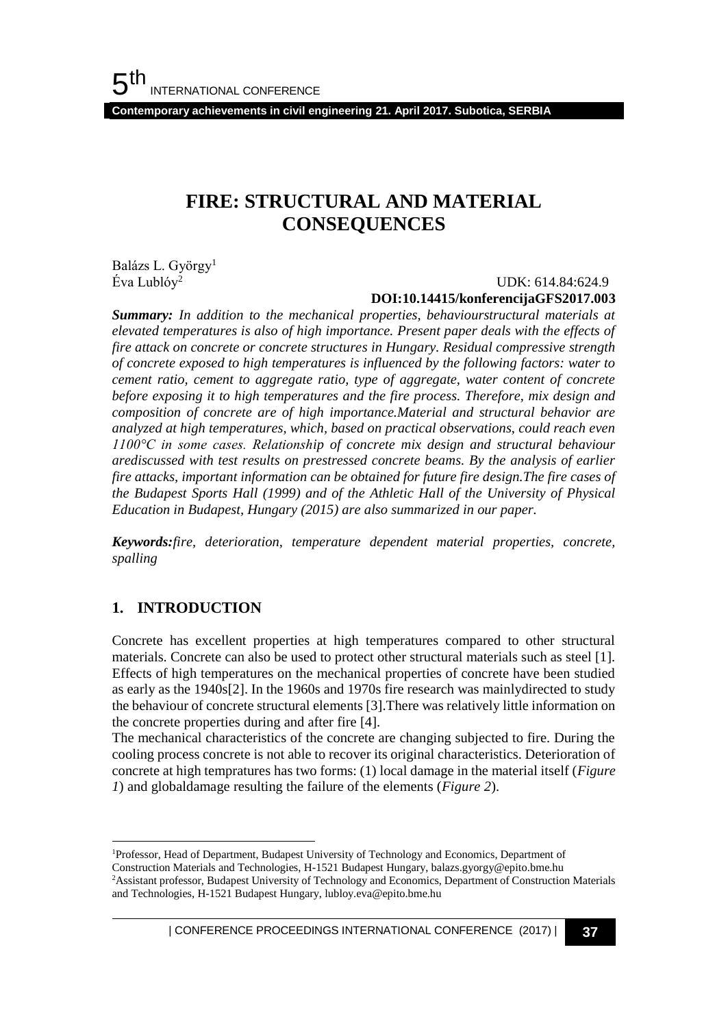# FIRE: STRUCTURAL AND MATERIAL CONSEQUENCES

Balázs L. György[1]
Éva Lublóy[2]

UDK: 614.84:624.9
**DOI:10.14415/konferencijaGFS2017.003**

***Summary:*** *In addition to the mechanical properties, behaviourstructural materials at elevated temperatures is also of high importance. Present paper deals with the effects of fire attack on concrete or concrete structures in Hungary. Residual compressive strength of concrete exposed to high temperatures is influenced by the following factors: water to cement ratio, cement to aggregate ratio, type of aggregate, water content of concrete before exposing it to high temperatures and the fire process. Therefore, mix design and composition of concrete are of high importance.Material and structural behavior are analyzed at high temperatures, which, based on practical observations, could reach even 1100°C in some cases. Relationship of concrete mix design and structural behaviour arediscussed with test results on prestressed concrete beams. By the analysis of earlier fire attacks, important information can be obtained for future fire design.The fire cases of the Budapest Sports Hall (1999) and of the Athletic Hall of the University of Physical Education in Budapest, Hungary (2015) are also summarized in our paper.*

***Keywords:*** *fire, deterioration, temperature dependent material properties, concrete, spalling*

## 1. INTRODUCTION

Concrete has excellent properties at high temperatures compared to other structural materials. Concrete can also be used to protect other structural materials such as steel [1]. Effects of high temperatures on the mechanical properties of concrete have been studied as early as the 1940s[2]. In the 1960s and 1970s fire research was mainlydirected to study the behaviour of concrete structural elements [3].There was relatively little information on the concrete properties during and after fire [4].

The mechanical characteristics of the concrete are changing subjected to fire. During the cooling process concrete is not able to recover its original characteristics. Deterioration of concrete at high tempratures has two forms: (1) local damage in the material itself (*Figure 1*) and globaldamage resulting the failure of the elements (*Figure 2*).

---

[1]Professor, Head of Department, Budapest University of Technology and Economics, Department of Construction Materials and Technologies, H-1521 Budapest Hungary, balazs.gyorgy@epito.bme.hu

[2]Assistant professor, Budapest University of Technology and Economics, Department of Construction Materials and Technologies, H-1521 Budapest Hungary, lubloy.eva@epito.bme.hu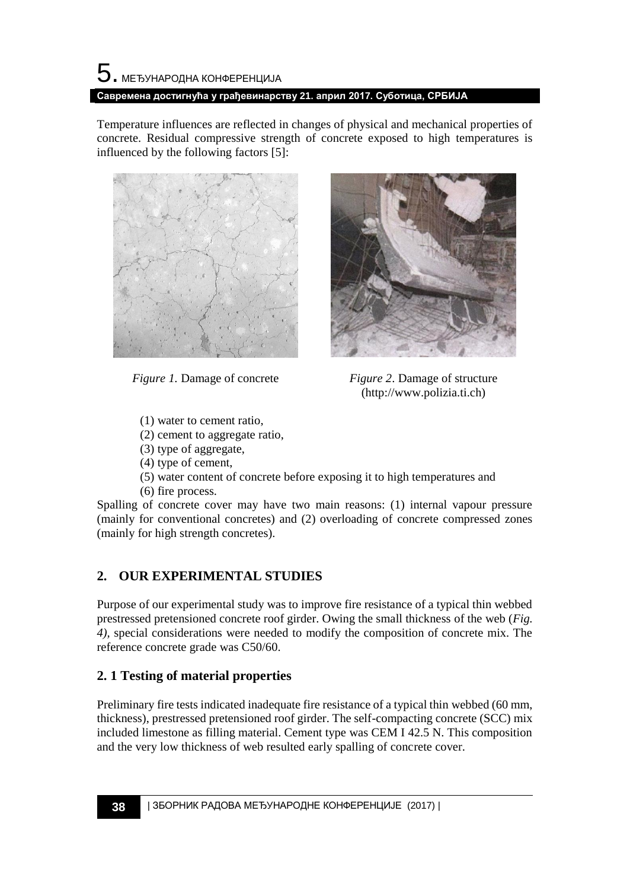Temperature influences are reflected in changes of physical and mechanical properties of concrete. Residual compressive strength of concrete exposed to high temperatures is influenced by the following factors [5]:

*Figure 1.* Damage of concrete

*Figure 2*. Damage of structure (http://www.polizia.ti.ch)

(1) water to cement ratio,
(2) cement to aggregate ratio,
(3) type of aggregate,
(4) type of cement,
(5) water content of concrete before exposing it to high temperatures and
(6) fire process.

Spalling of concrete cover may have two main reasons: (1) internal vapour pressure (mainly for conventional concretes) and (2) overloading of concrete compressed zones (mainly for high strength concretes).

## 2. OUR EXPERIMENTAL STUDIES

Purpose of our experimental study was to improve fire resistance of a typical thin webbed prestressed pretensioned concrete roof girder. Owing the small thickness of the web (*Fig. 4)*, special considerations were needed to modify the composition of concrete mix. The reference concrete grade was C50/60.

### 2. 1 Testing of material properties

Preliminary fire tests indicated inadequate fire resistance of a typical thin webbed (60 mm, thickness), prestressed pretensioned roof girder. The self-compacting concrete (SCC) mix included limestone as filling material. Cement type was CEM I 42.5 N. This composition and the very low thickness of web resulted early spalling of concrete cover.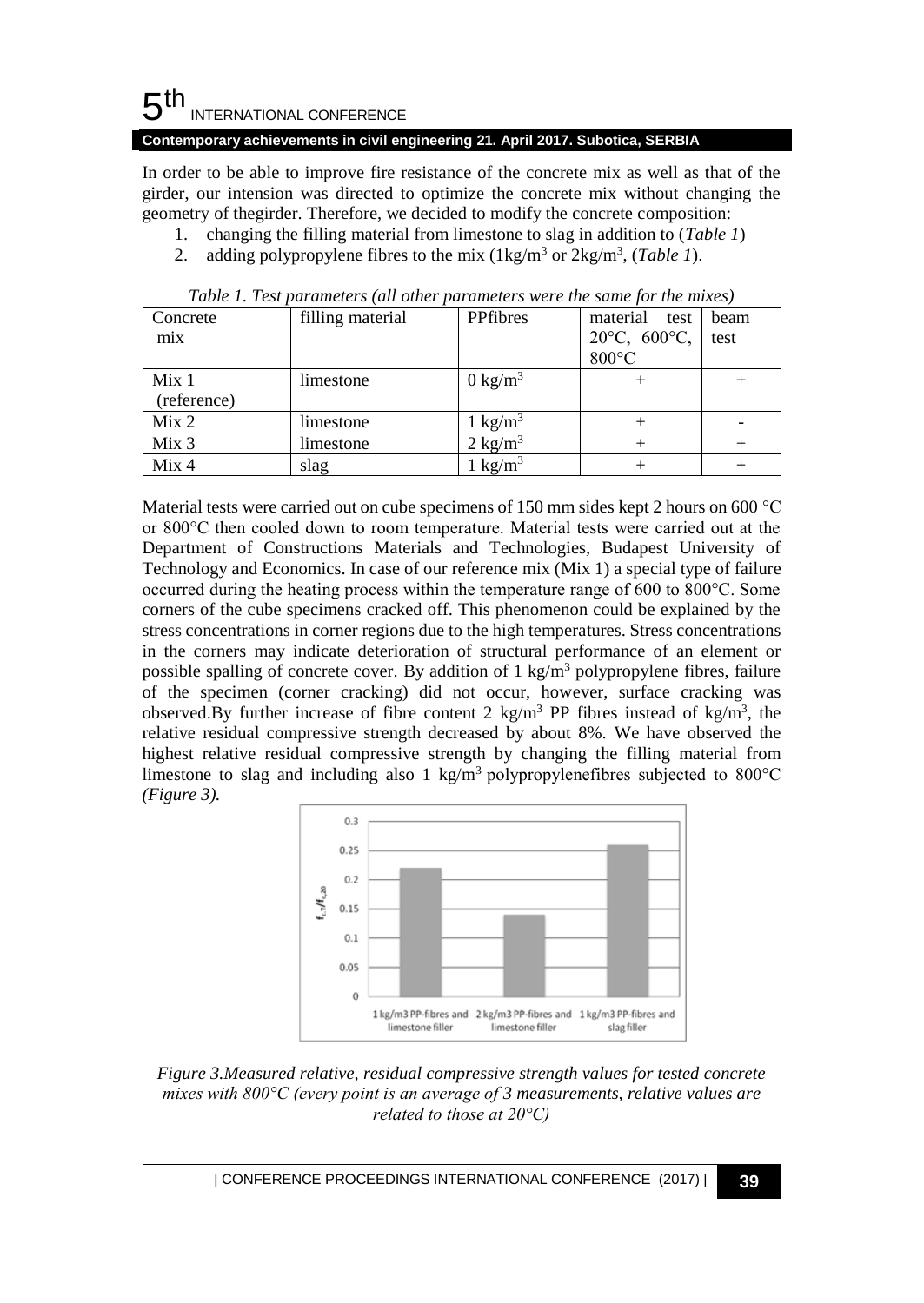In order to be able to improve fire resistance of the concrete mix as well as that of the girder, our intension was directed to optimize the concrete mix without changing the geometry of thegirder. Therefore, we decided to modify the concrete composition:

1. changing the filling material from limestone to slag in addition to (*Table 1*)
2. adding polypropylene fibres to the mix (1kg/m$^3$ or 2kg/m$^3$, (*Table 1*).

*Table 1. Test parameters (all other parameters were the same for the mixes)*

| Concrete mix | filling material | PPfibres | material test 20°C, 600°C, 800°C | beam test |
|---|---|---|---|---|
| Mix 1 (reference) | limestone | 0 kg/m$^3$ | + | + |
| Mix 2 | limestone | 1 kg/m$^3$ | + | - |
| Mix 3 | limestone | 2 kg/m$^3$ | + | + |
| Mix 4 | slag | 1 kg/m$^3$ | + | + |

Material tests were carried out on cube specimens of 150 mm sides kept 2 hours on 600 °C or 800°C then cooled down to room temperature. Material tests were carried out at the Department of Constructions Materials and Technologies, Budapest University of Technology and Economics. In case of our reference mix (Mix 1) a special type of failure occurred during the heating process within the temperature range of 600 to 800°C. Some corners of the cube specimens cracked off. This phenomenon could be explained by the stress concentrations in corner regions due to the high temperatures. Stress concentrations in the corners may indicate deterioration of structural performance of an element or possible spalling of concrete cover. By addition of 1 kg/m$^3$ polypropylene fibres, failure of the specimen (corner cracking) did not occur, however, surface cracking was observed.By further increase of fibre content 2 kg/m$^3$ PP fibres instead of kg/m$^3$, the relative residual compressive strength decreased by about 8%. We have observed the highest relative residual compressive strength by changing the filling material from limestone to slag and including also 1 kg/m$^3$ polypropylenefibres subjected to 800°C *(Figure 3).*

*Figure 3.Measured relative, residual compressive strength values for tested concrete mixes with 800°C (every point is an average of 3 measurements, relative values are related to those at 20°C)*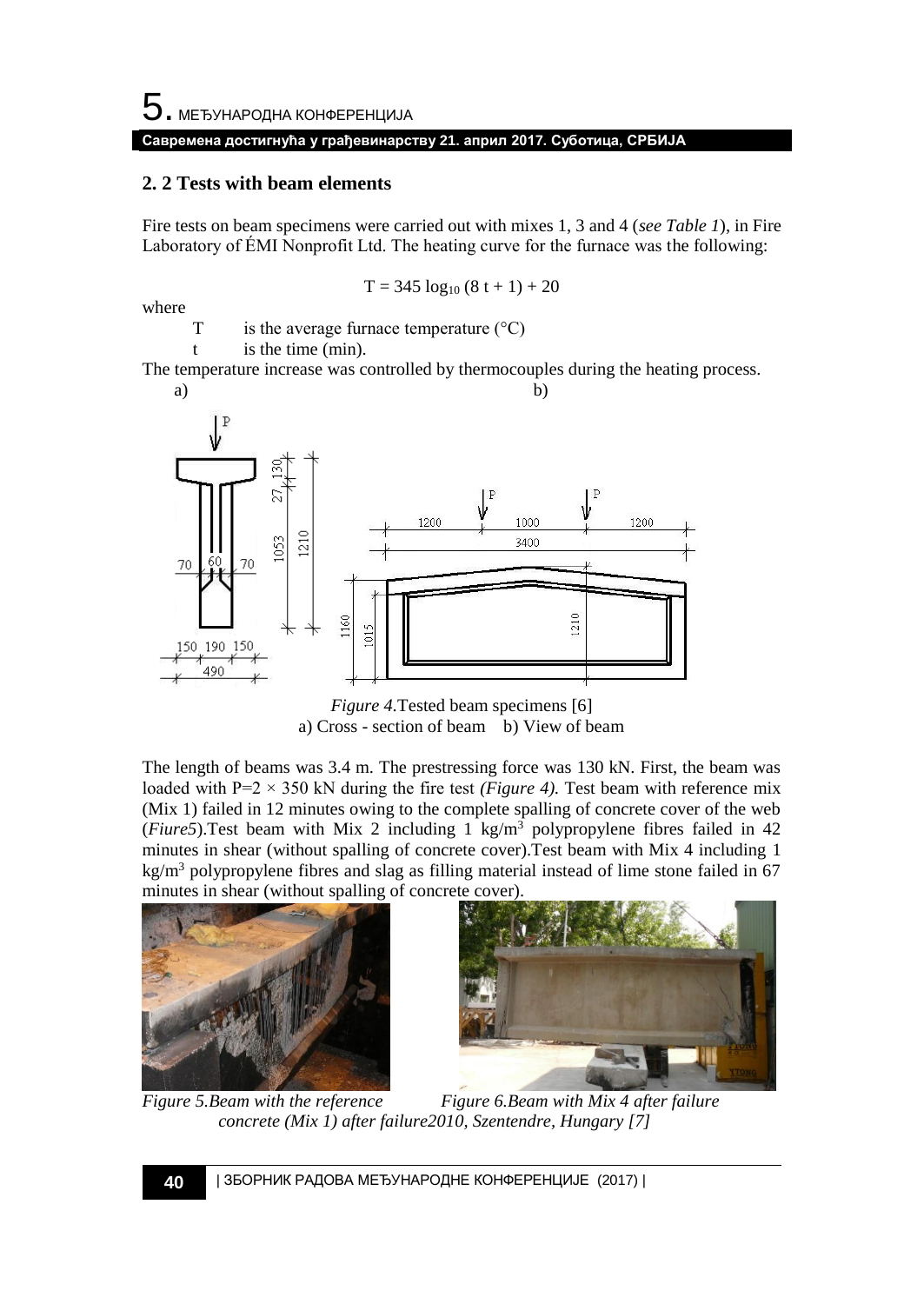## 2. 2 Tests with beam elements

Fire tests on beam specimens were carried out with mixes 1, 3 and 4 (*see Table 1*), in Fire Laboratory of ÉMI Nonprofit Ltd. The heating curve for the furnace was the following:

$$T = 345 \log_{10} (8\,t + 1) + 20$$

where

T is the average furnace temperature (°C)

t is the time (min).

The temperature increase was controlled by thermocouples during the heating process.

*Figure 4.*Tested beam specimens [6]
a) Cross - section of beam b) View of beam

The length of beams was 3.4 m. The prestressing force was 130 kN. First, the beam was loaded with $P=2 \times 350$ kN during the fire test *(Figure 4).* Test beam with reference mix (Mix 1) failed in 12 minutes owing to the complete spalling of concrete cover of the web (*Fiure5*).Test beam with Mix 2 including 1 kg/m$^3$ polypropylene fibres failed in 42 minutes in shear (without spalling of concrete cover).Test beam with Mix 4 including 1 kg/m$^3$ polypropylene fibres and slag as filling material instead of lime stone failed in 67 minutes in shear (without spalling of concrete cover).

*Figure 5.Beam with the reference concrete (Mix 1) after failure2010, Szentendre, Hungary [7]*

*Figure 6.Beam with Mix 4 after failure*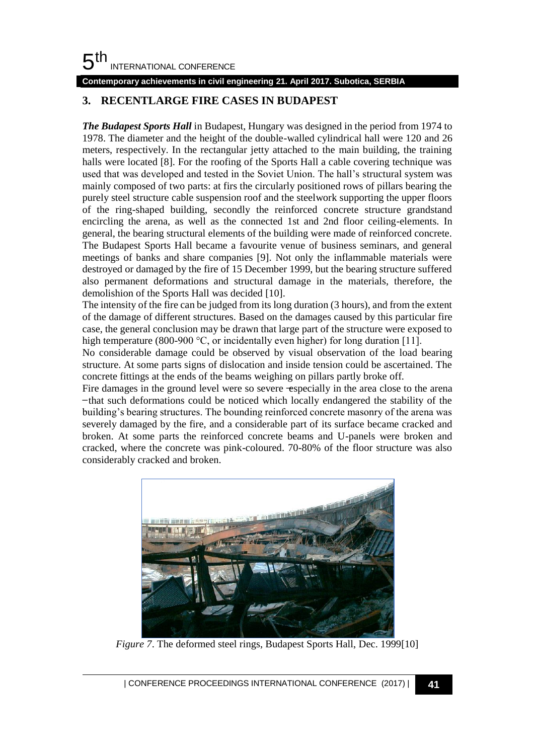## 3. RECENTLARGE FIRE CASES IN BUDAPEST

***The Budapest Sports Hall*** in Budapest, Hungary was designed in the period from 1974 to 1978. The diameter and the height of the double-walled cylindrical hall were 120 and 26 meters, respectively. In the rectangular jetty attached to the main building, the training halls were located [8]. For the roofing of the Sports Hall a cable covering technique was used that was developed and tested in the Soviet Union. The hall's structural system was mainly composed of two parts: at firs the circularly positioned rows of pillars bearing the purely steel structure cable suspension roof and the steelwork supporting the upper floors of the ring-shaped building, secondly the reinforced concrete structure grandstand encircling the arena, as well as the connected 1st and 2nd floor ceiling-elements. In general, the bearing structural elements of the building were made of reinforced concrete. The Budapest Sports Hall became a favourite venue of business seminars, and general meetings of banks and share companies [9]. Not only the inflammable materials were destroyed or damaged by the fire of 15 December 1999, but the bearing structure suffered also permanent deformations and structural damage in the materials, therefore, the demolishion of the Sports Hall was decided [10].

The intensity of the fire can be judged from its long duration (3 hours), and from the extent of the damage of different structures. Based on the damages caused by this particular fire case, the general conclusion may be drawn that large part of the structure were exposed to high temperature (800-900 °C, or incidentally even higher) for long duration [11].

No considerable damage could be observed by visual observation of the load bearing structure. At some parts signs of dislocation and inside tension could be ascertained. The concrete fittings at the ends of the beams weighing on pillars partly broke off.

Fire damages in the ground level were so severe –especially in the area close to the arena –that such deformations could be noticed which locally endangered the stability of the building's bearing structures. The bounding reinforced concrete masonry of the arena was severely damaged by the fire, and a considerable part of its surface became cracked and broken. At some parts the reinforced concrete beams and U-panels were broken and cracked, where the concrete was pink-coloured. 70-80% of the floor structure was also considerably cracked and broken.

*Figure 7*. The deformed steel rings, Budapest Sports Hall, Dec. 1999[10]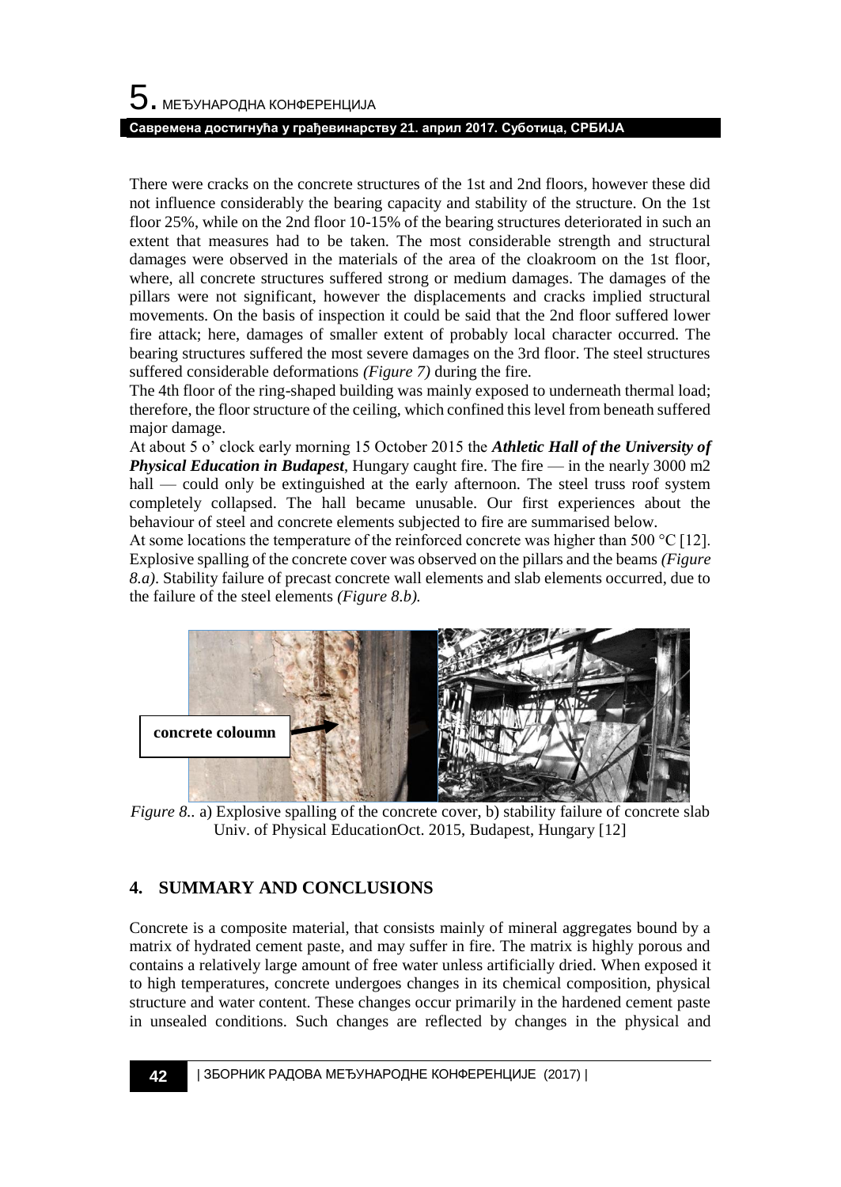There were cracks on the concrete structures of the 1st and 2nd floors, however these did not influence considerably the bearing capacity and stability of the structure. On the 1st floor 25%, while on the 2nd floor 10-15% of the bearing structures deteriorated in such an extent that measures had to be taken. The most considerable strength and structural damages were observed in the materials of the area of the cloakroom on the 1st floor, where, all concrete structures suffered strong or medium damages. The damages of the pillars were not significant, however the displacements and cracks implied structural movements. On the basis of inspection it could be said that the 2nd floor suffered lower fire attack; here, damages of smaller extent of probably local character occurred. The bearing structures suffered the most severe damages on the 3rd floor. The steel structures suffered considerable deformations *(Figure 7)* during the fire.

The 4th floor of the ring-shaped building was mainly exposed to underneath thermal load; therefore, the floor structure of the ceiling, which confined this level from beneath suffered major damage.

At about 5 o' clock early morning 15 October 2015 the ***Athletic Hall of the University of Physical Education in Budapest***, Hungary caught fire. The fire — in the nearly 3000 m2 hall — could only be extinguished at the early afternoon. The steel truss roof system completely collapsed. The hall became unusable. Our first experiences about the behaviour of steel and concrete elements subjected to fire are summarised below.

At some locations the temperature of the reinforced concrete was higher than 500 °C [12]. Explosive spalling of the concrete cover was observed on the pillars and the beams *(Figure 8.a)*. Stability failure of precast concrete wall elements and slab elements occurred, due to the failure of the steel elements *(Figure 8.b).*

concrete coloumn

*Figure 8.*. a) Explosive spalling of the concrete cover, b) stability failure of concrete slab Univ. of Physical EducationOct. 2015, Budapest, Hungary [12]

## 4. SUMMARY AND CONCLUSIONS

Concrete is a composite material, that consists mainly of mineral aggregates bound by a matrix of hydrated cement paste, and may suffer in fire. The matrix is highly porous and contains a relatively large amount of free water unless artificially dried. When exposed it to high temperatures, concrete undergoes changes in its chemical composition, physical structure and water content. These changes occur primarily in the hardened cement paste in unsealed conditions. Such changes are reflected by changes in the physical and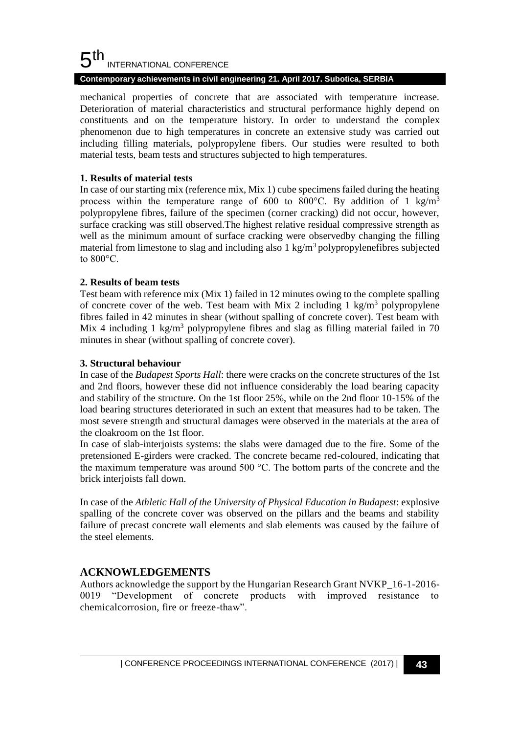mechanical properties of concrete that are associated with temperature increase. Deterioration of material characteristics and structural performance highly depend on constituents and on the temperature history. In order to understand the complex phenomenon due to high temperatures in concrete an extensive study was carried out including filling materials, polypropylene fibers. Our studies were resulted to both material tests, beam tests and structures subjected to high temperatures.

**1. Results of material tests**

In case of our starting mix (reference mix, Mix 1) cube specimens failed during the heating process within the temperature range of 600 to 800°C. By addition of 1 kg/m$^3$ polypropylene fibres, failure of the specimen (corner cracking) did not occur, however, surface cracking was still observed.The highest relative residual compressive strength as well as the minimum amount of surface cracking were observedby changing the filling material from limestone to slag and including also 1 kg/m$^3$ polypropylenefibres subjected to 800°C.

**2. Results of beam tests**

Test beam with reference mix (Mix 1) failed in 12 minutes owing to the complete spalling of concrete cover of the web. Test beam with Mix 2 including 1 kg/m$^3$ polypropylene fibres failed in 42 minutes in shear (without spalling of concrete cover). Test beam with Mix 4 including 1 kg/m$^3$ polypropylene fibres and slag as filling material failed in 70 minutes in shear (without spalling of concrete cover).

**3. Structural behaviour**

In case of the *Budapest Sports Hall*: there were cracks on the concrete structures of the 1st and 2nd floors, however these did not influence considerably the load bearing capacity and stability of the structure. On the 1st floor 25%, while on the 2nd floor 10-15% of the load bearing structures deteriorated in such an extent that measures had to be taken. The most severe strength and structural damages were observed in the materials at the area of the cloakroom on the 1st floor.

In case of slab-interjoists systems: the slabs were damaged due to the fire. Some of the pretensioned E-girders were cracked. The concrete became red-coloured, indicating that the maximum temperature was around 500 °C. The bottom parts of the concrete and the brick interjoists fall down.

In case of the *Athletic Hall of the University of Physical Education in Budapest*: explosive spalling of the concrete cover was observed on the pillars and the beams and stability failure of precast concrete wall elements and slab elements was caused by the failure of the steel elements.

## ACKNOWLEDGEMENTS

Authors acknowledge the support by the Hungarian Research Grant NVKP_16-1-2016-0019 "Development of concrete products with improved resistance to chemicalcorrosion, fire or freeze-thaw".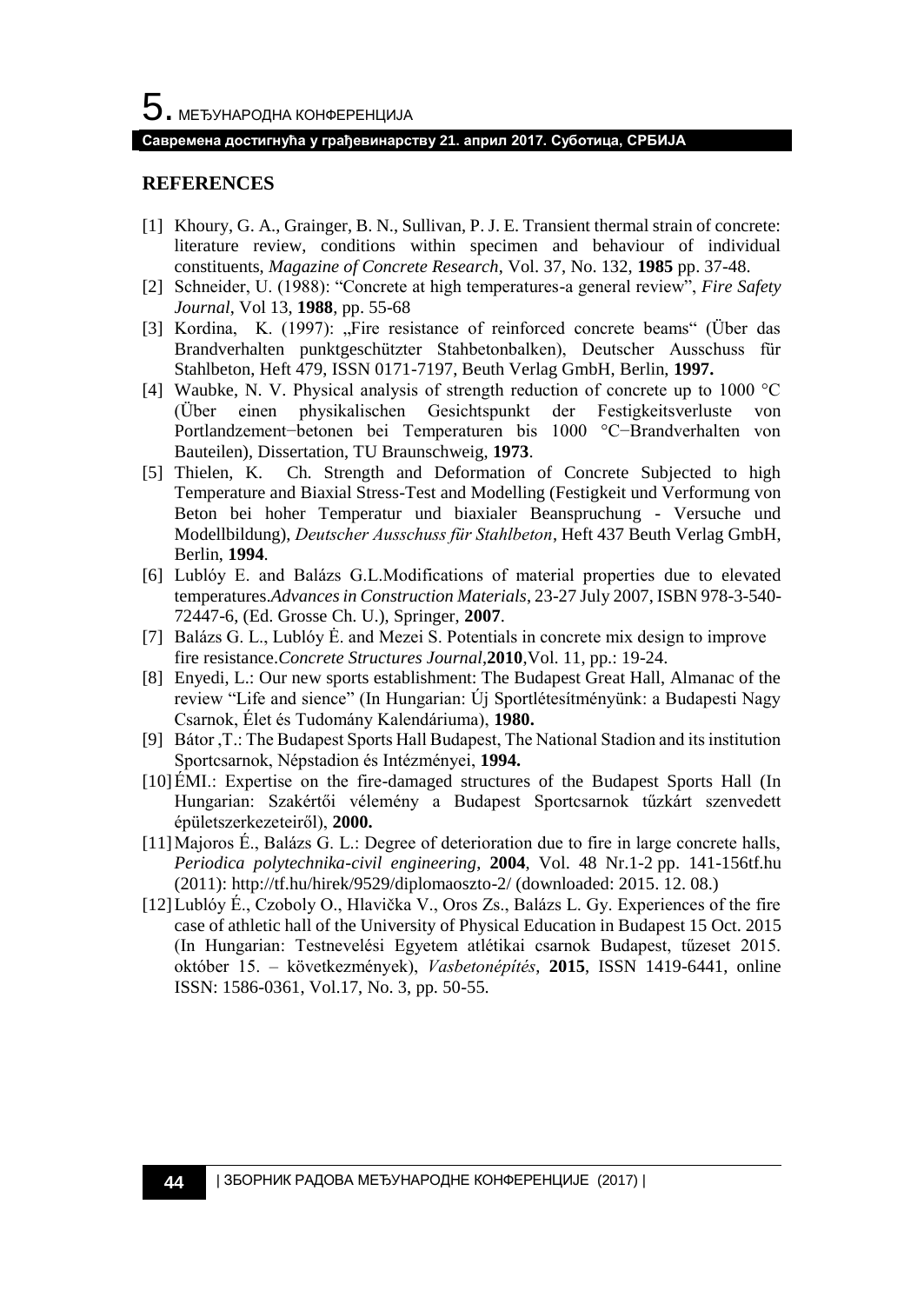## REFERENCES

[1] Khoury, G. A., Grainger, B. N., Sullivan, P. J. E. Transient thermal strain of concrete: literature review, conditions within specimen and behaviour of individual constituents, *Magazine of Concrete Research*, Vol. 37, No. 132, **1985** pp. 37-48.

[2] Schneider, U. (1988): "Concrete at high temperatures-a general review", *Fire Safety Journal*, Vol 13, **1988**, pp. 55-68

[3] Kordina, K. (1997): „Fire resistance of reinforced concrete beams" (Über das Brandverhalten punktgeschützter Stahbetonbalken), Deutscher Ausschuss für Stahlbeton, Heft 479, ISSN 0171-7197, Beuth Verlag GmbH, Berlin, **1997.**

[4] Waubke, N. V. Physical analysis of strength reduction of concrete up to 1000 °C (Über einen physikalischen Gesichtspunkt der Festigkeitsverluste von Portlandzement−betonen bei Temperaturen bis 1000 °C−Brandverhalten von Bauteilen), Dissertation, TU Braunschweig, **1973**.

[5] Thielen, K. Ch. Strength and Deformation of Concrete Subjected to high Temperature and Biaxial Stress-Test and Modelling (Festigkeit und Verformung von Beton bei hoher Temperatur und biaxialer Beanspruchung - Versuche und Modellbildung), *Deutscher Ausschuss für Stahlbeton*, Heft 437 Beuth Verlag GmbH, Berlin, **1994**.

[6] Lublóy E. and Balázs G.L.Modifications of material properties due to elevated temperatures.*Advances in Construction Materials*, 23-27 July 2007, ISBN 978-3-540-72447-6, (Ed. Grosse Ch. U.), Springer, **2007**.

[7] Balázs G. L., Lublóy Ė. and Mezei S. Potentials in concrete mix design to improve fire resistance.*Concrete Structures Journal*,**2010**,Vol. 11, pp.: 19-24.

[8] Enyedi, L.: Our new sports establishment: The Budapest Great Hall, Almanac of the review "Life and sience" (In Hungarian: Új Sportlétesítményünk: a Budapesti Nagy Csarnok, Élet és Tudomány Kalendáriuma), **1980.**

[9] Bátor ,T.: The Budapest Sports Hall Budapest, The National Stadion and its institution Sportcsarnok, Népstadion és Intézményei, **1994.**

[10] ÉMI.: Expertise on the fire-damaged structures of the Budapest Sports Hall (In Hungarian: Szakértői vélemény a Budapest Sportcsarnok tűzkárt szenvedett épületszerkezeteiről), **2000.**

[11] Majoros É., Balázs G. L.: Degree of deterioration due to fire in large concrete halls, *Periodica polytechnika-civil engineering*, **2004**, Vol. 48 Nr.1-2 pp. 141-156tf.hu (2011): http://tf.hu/hirek/9529/diplomaoszto-2/ (downloaded: 2015. 12. 08.)

[12] Lublóy É., Czoboly O., Hlavička V., Oros Zs., Balázs L. Gy. Experiences of the fire case of athletic hall of the University of Physical Education in Budapest 15 Oct. 2015 (In Hungarian: Testnevelési Egyetem atlétikai csarnok Budapest, tűzeset 2015. október 15. – következmények), *Vasbetonépítés*, **2015**, ISSN 1419-6441, online ISSN: 1586-0361, Vol.17, No. 3, pp. 50-55.